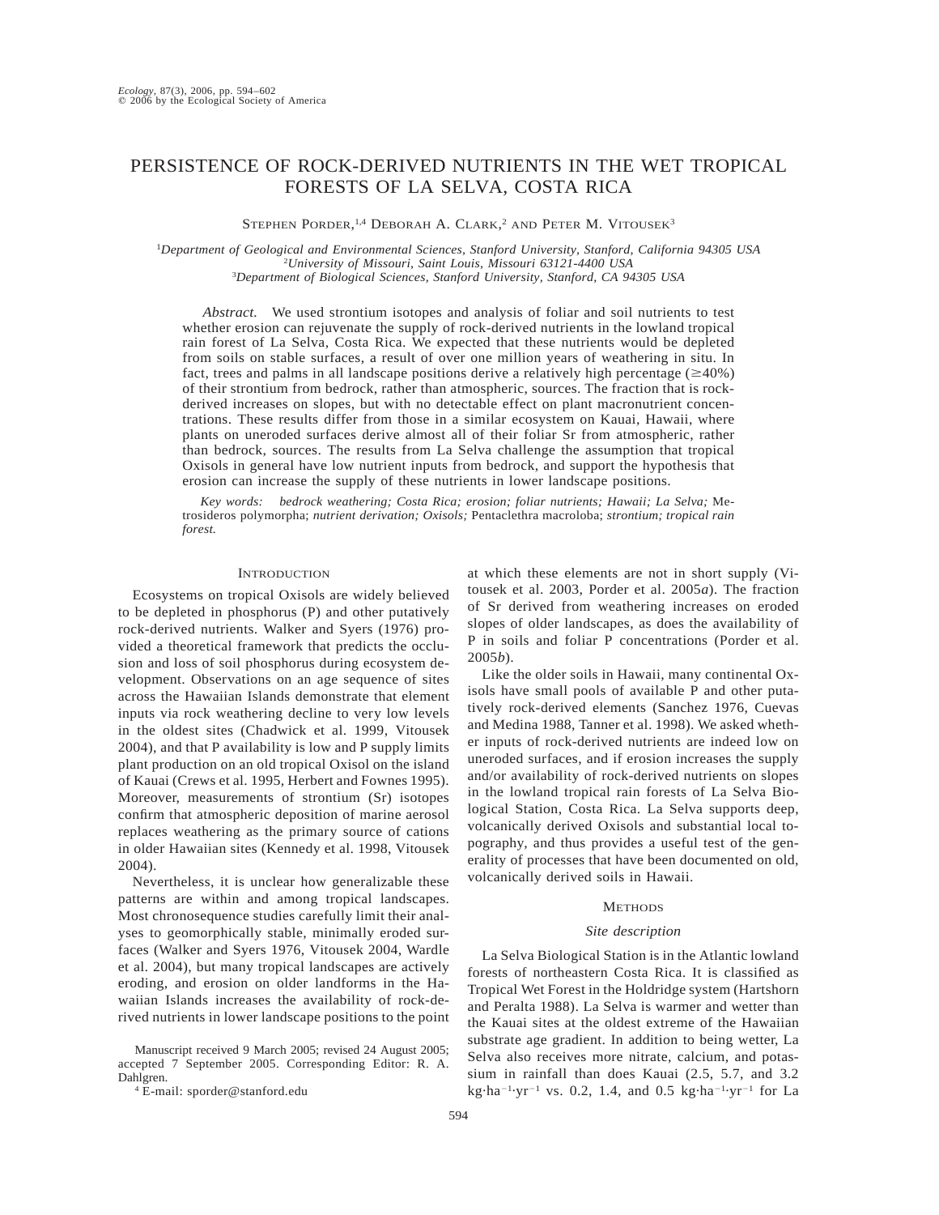# PERSISTENCE OF ROCK-DERIVED NUTRIENTS IN THE WET TROPICAL FORESTS OF LA SELVA, COSTA RICA

Stephen Porder,[1,4] Deborah A. Clark,[2] and Peter M. Vitousek[3]

[1]*Department of Geological and Environmental Sciences, Stanford University, Stanford, California 94305 USA*
[2]*University of Missouri, Saint Louis, Missouri 63121-4400 USA*
[3]*Department of Biological Sciences, Stanford University, Stanford, CA 94305 USA*

*Abstract.* We used strontium isotopes and analysis of foliar and soil nutrients to test whether erosion can rejuvenate the supply of rock-derived nutrients in the lowland tropical rain forest of La Selva, Costa Rica. We expected that these nutrients would be depleted from soils on stable surfaces, a result of over one million years of weathering in situ. In fact, trees and palms in all landscape positions derive a relatively high percentage ($\geq$40%) of their strontium from bedrock, rather than atmospheric, sources. The fraction that is rock-derived increases on slopes, but with no detectable effect on plant macronutrient concentrations. These results differ from those in a similar ecosystem on Kauai, Hawaii, where plants on uneroded surfaces derive almost all of their foliar Sr from atmospheric, rather than bedrock, sources. The results from La Selva challenge the assumption that tropical Oxisols in general have low nutrient inputs from bedrock, and support the hypothesis that erosion can increase the supply of these nutrients in lower landscape positions.

*Key words: bedrock weathering; Costa Rica; erosion; foliar nutrients; Hawaii; La Selva;* Metrosideros polymorpha; *nutrient derivation; Oxisols;* Pentaclethra macroloba; *strontium; tropical rain forest.*

## Introduction

Ecosystems on tropical Oxisols are widely believed to be depleted in phosphorus (P) and other putatively rock-derived nutrients. Walker and Syers (1976) provided a theoretical framework that predicts the occlusion and loss of soil phosphorus during ecosystem development. Observations on an age sequence of sites across the Hawaiian Islands demonstrate that element inputs via rock weathering decline to very low levels in the oldest sites (Chadwick et al. 1999, Vitousek 2004), and that P availability is low and P supply limits plant production on an old tropical Oxisol on the island of Kauai (Crews et al. 1995, Herbert and Fownes 1995). Moreover, measurements of strontium (Sr) isotopes confirm that atmospheric deposition of marine aerosol replaces weathering as the primary source of cations in older Hawaiian sites (Kennedy et al. 1998, Vitousek 2004).

Nevertheless, it is unclear how generalizable these patterns are within and among tropical landscapes. Most chronosequence studies carefully limit their analyses to geomorphically stable, minimally eroded surfaces (Walker and Syers 1976, Vitousek 2004, Wardle et al. 2004), but many tropical landscapes are actively eroding, and erosion on older landforms in the Hawaiian Islands increases the availability of rock-derived nutrients in lower landscape positions to the point at which these elements are not in short supply (Vitousek et al. 2003, Porder et al. 2005*a*). The fraction of Sr derived from weathering increases on eroded slopes of older landscapes, as does the availability of P in soils and foliar P concentrations (Porder et al. 2005*b*).

Like the older soils in Hawaii, many continental Oxisols have small pools of available P and other putatively rock-derived elements (Sanchez 1976, Cuevas and Medina 1988, Tanner et al. 1998). We asked whether inputs of rock-derived nutrients are indeed low on uneroded surfaces, and if erosion increases the supply and/or availability of rock-derived nutrients on slopes in the lowland tropical rain forests of La Selva Biological Station, Costa Rica. La Selva supports deep, volcanically derived Oxisols and substantial local topography, and thus provides a useful test of the generality of processes that have been documented on old, volcanically derived soils in Hawaii.

## Methods

### Site description

La Selva Biological Station is in the Atlantic lowland forests of northeastern Costa Rica. It is classified as Tropical Wet Forest in the Holdridge system (Hartshorn and Peralta 1988). La Selva is warmer and wetter than the Kauai sites at the oldest extreme of the Hawaiian substrate age gradient. In addition to being wetter, La Selva also receives more nitrate, calcium, and potassium in rainfall than does Kauai (2.5, 5.7, and 3.2 $kg \cdot ha^{-1} \cdot yr^{-1}$ vs. 0.2, 1.4, and 0.5 $kg \cdot ha^{-1} \cdot yr^{-1}$ for La

Manuscript received 9 March 2005; revised 24 August 2005; accepted 7 September 2005. Corresponding Editor: R. A. Dahlgren.

[4] E-mail: sporder@stanford.edu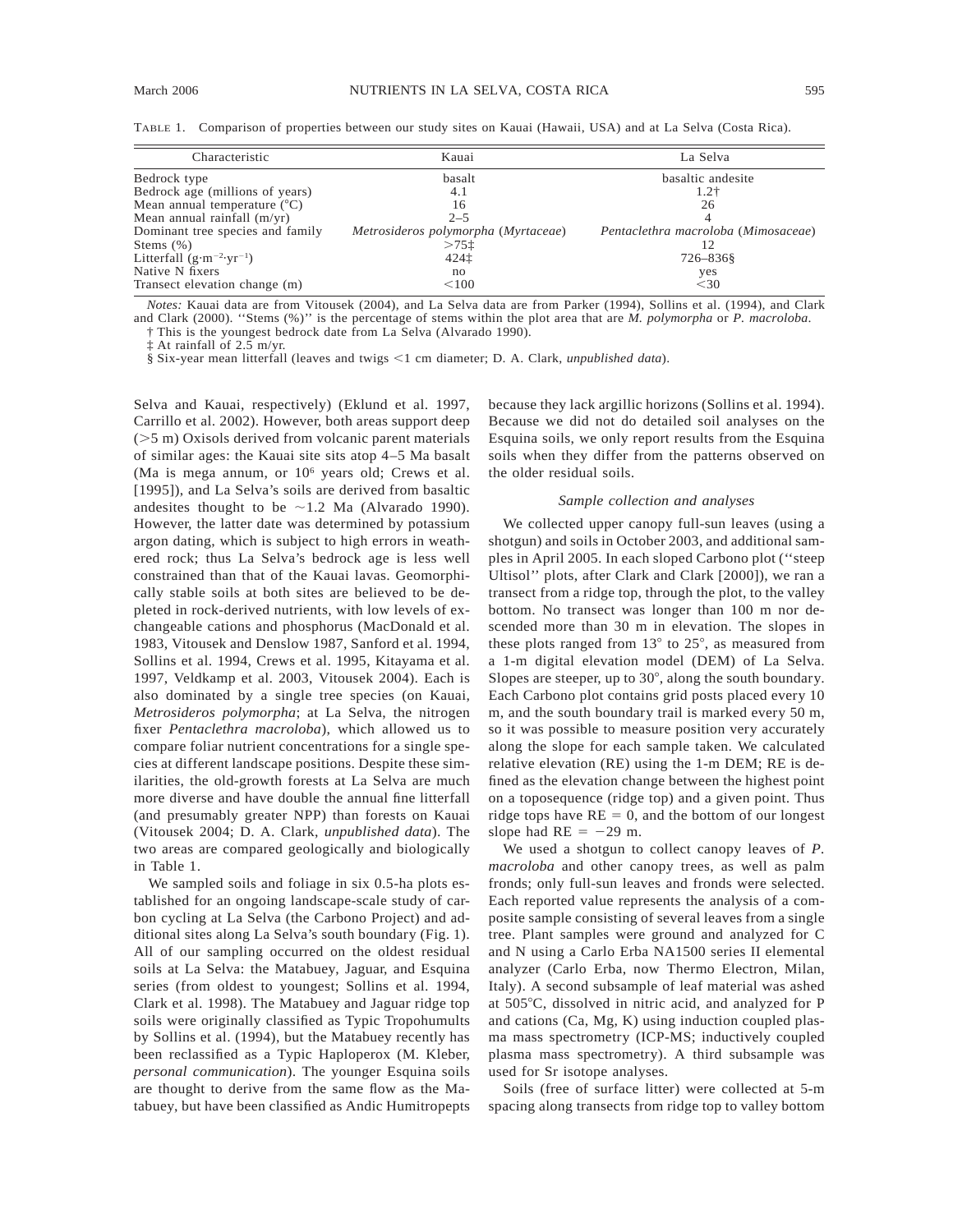TABLE 1. Comparison of properties between our study sites on Kauai (Hawaii, USA) and at La Selva (Costa Rica).

| Characteristic | Kauai | La Selva |
|---|---|---|
| Bedrock type | basalt | basaltic andesite |
| Bedrock age (millions of years) | 4.1 | 1.2† |
| Mean annual temperature (°C) | 16 | 26 |
| Mean annual rainfall (m/yr) | 2–5 | 4 |
| Dominant tree species and family | *Metrosideros polymorpha* (*Myrtaceae*) | *Pentaclethra macroloba* (*Mimosaceae*) |
| Stems (%) | >75‡ | 12 |
| Litterfall ($g \cdot m^{-2} \cdot yr^{-1}$) | 424‡ | 726–836§ |
| Native N fixers | no | yes |
| Transect elevation change (m) | <100 | <30 |

*Notes:* Kauai data are from Vitousek (2004), and La Selva data are from Parker (1994), Sollins et al. (1994), and Clark and Clark (2000). ''Stems (%)'' is the percentage of stems within the plot area that are *M. polymorpha* or *P. macroloba.*

† This is the youngest bedrock date from La Selva (Alvarado 1990).

‡ At rainfall of 2.5 m/yr.

§ Six-year mean litterfall (leaves and twigs <1 cm diameter; D. A. Clark, *unpublished data*).

Selva and Kauai, respectively) (Eklund et al. 1997, Carrillo et al. 2002). However, both areas support deep (>5 m) Oxisols derived from volcanic parent materials of similar ages: the Kauai site sits atop 4–5 Ma basalt (Ma is mega annum, or $10^6$ years old; Crews et al. [1995]), and La Selva's soils are derived from basaltic andesites thought to be ~1.2 Ma (Alvarado 1990). However, the latter date was determined by potassium argon dating, which is subject to high errors in weathered rock; thus La Selva's bedrock age is less well constrained than that of the Kauai lavas. Geomorphically stable soils at both sites are believed to be depleted in rock-derived nutrients, with low levels of exchangeable cations and phosphorus (MacDonald et al. 1983, Vitousek and Denslow 1987, Sanford et al. 1994, Sollins et al. 1994, Crews et al. 1995, Kitayama et al. 1997, Veldkamp et al. 2003, Vitousek 2004). Each is also dominated by a single tree species (on Kauai, *Metrosideros polymorpha*; at La Selva, the nitrogen fixer *Pentaclethra macroloba*), which allowed us to compare foliar nutrient concentrations for a single species at different landscape positions. Despite these similarities, the old-growth forests at La Selva are much more diverse and have double the annual fine litterfall (and presumably greater NPP) than forests on Kauai (Vitousek 2004; D. A. Clark, *unpublished data*). The two areas are compared geologically and biologically in Table 1.

We sampled soils and foliage in six 0.5-ha plots established for an ongoing landscape-scale study of carbon cycling at La Selva (the Carbono Project) and additional sites along La Selva's south boundary (Fig. 1). All of our sampling occurred on the oldest residual soils at La Selva: the Matabuey, Jaguar, and Esquina series (from oldest to youngest; Sollins et al. 1994, Clark et al. 1998). The Matabuey and Jaguar ridge top soils were originally classified as Typic Tropohumults by Sollins et al. (1994), but the Matabuey recently has been reclassified as a Typic Haploperox (M. Kleber, *personal communication*). The younger Esquina soils are thought to derive from the same flow as the Matabuey, but have been classified as Andic Humitropepts because they lack argillic horizons (Sollins et al. 1994). Because we did not do detailed soil analyses on the Esquina soils, we only report results from the Esquina soils when they differ from the patterns observed on the older residual soils.

### *Sample collection and analyses*

We collected upper canopy full-sun leaves (using a shotgun) and soils in October 2003, and additional samples in April 2005. In each sloped Carbono plot (''steep Ultisol'' plots, after Clark and Clark [2000]), we ran a transect from a ridge top, through the plot, to the valley bottom. No transect was longer than 100 m nor descended more than 30 m in elevation. The slopes in these plots ranged from 13° to 25°, as measured from a 1-m digital elevation model (DEM) of La Selva. Slopes are steeper, up to 30°, along the south boundary. Each Carbono plot contains grid posts placed every 10 m, and the south boundary trail is marked every 50 m, so it was possible to measure position very accurately along the slope for each sample taken. We calculated relative elevation (RE) using the 1-m DEM; RE is defined as the elevation change between the highest point on a toposequence (ridge top) and a given point. Thus ridge tops have RE = 0, and the bottom of our longest slope had RE = −29 m.

We used a shotgun to collect canopy leaves of *P. macroloba* and other canopy trees, as well as palm fronds; only full-sun leaves and fronds were selected. Each reported value represents the analysis of a composite sample consisting of several leaves from a single tree. Plant samples were ground and analyzed for C and N using a Carlo Erba NA1500 series II elemental analyzer (Carlo Erba, now Thermo Electron, Milan, Italy). A second subsample of leaf material was ashed at 505°C, dissolved in nitric acid, and analyzed for P and cations (Ca, Mg, K) using induction coupled plasma mass spectrometry (ICP-MS; inductively coupled plasma mass spectrometry). A third subsample was used for Sr isotope analyses.

Soils (free of surface litter) were collected at 5-m spacing along transects from ridge top to valley bottom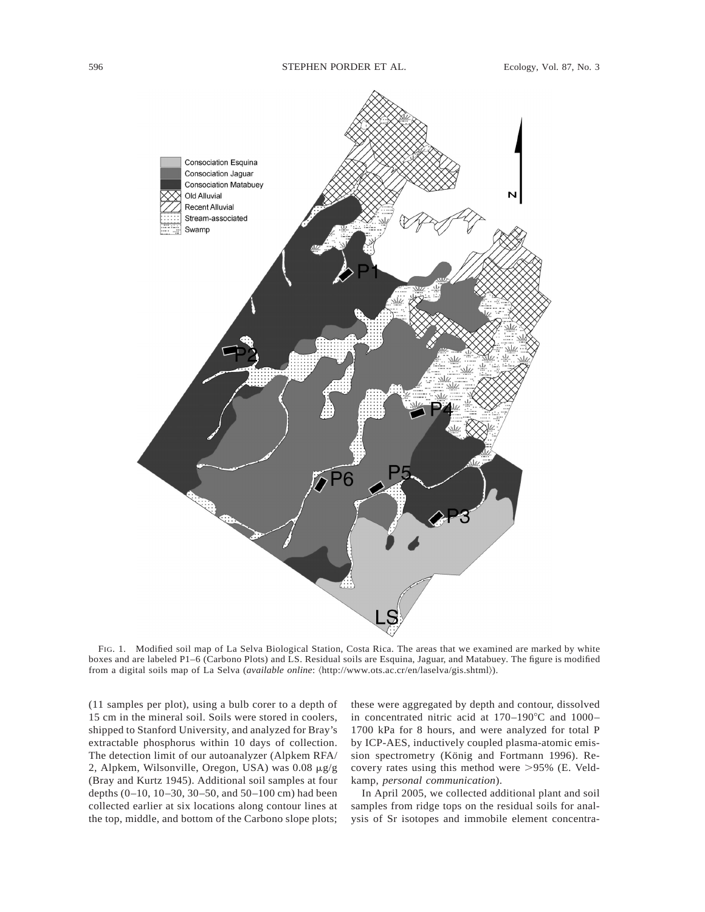FIG. 1. Modified soil map of La Selva Biological Station, Costa Rica. The areas that we examined are marked by white boxes and are labeled P1–6 (Carbono Plots) and LS. Residual soils are Esquina, Jaguar, and Matabuey. The figure is modified from a digital soils map of La Selva (*available online*: ⟨http://www.ots.ac.cr/en/laselva/gis.shtml⟩).

(11 samples per plot), using a bulb corer to a depth of 15 cm in the mineral soil. Soils were stored in coolers, shipped to Stanford University, and analyzed for Bray's extractable phosphorus within 10 days of collection. The detection limit of our autoanalyzer (Alpkem RFA/2, Alpkem, Wilsonville, Oregon, USA) was 0.08 μg/g (Bray and Kurtz 1945). Additional soil samples at four depths (0–10, 10–30, 30–50, and 50–100 cm) had been collected earlier at six locations along contour lines at the top, middle, and bottom of the Carbono slope plots; these were aggregated by depth and contour, dissolved in concentrated nitric acid at 170–190°C and 1000–1700 kPa for 8 hours, and were analyzed for total P by ICP-AES, inductively coupled plasma-atomic emission spectrometry (König and Fortmann 1996). Recovery rates using this method were >95% (E. Veldkamp, *personal communication*).

In April 2005, we collected additional plant and soil samples from ridge tops on the residual soils for analysis of Sr isotopes and immobile element concentra-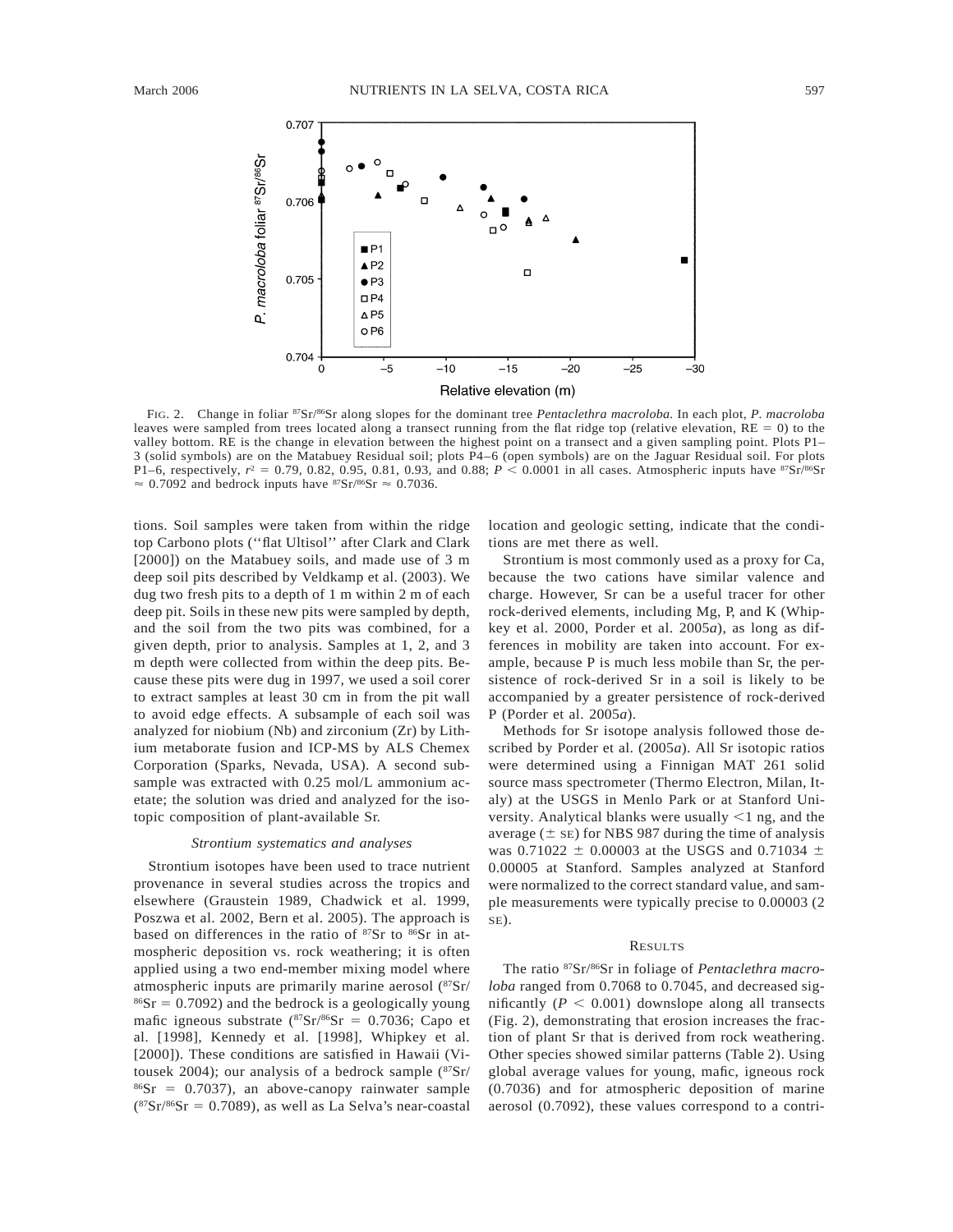FIG. 2. Change in foliar $^{87}Sr/^{86}Sr$ along slopes for the dominant tree *Pentaclethra macroloba.* In each plot, *P. macroloba* leaves were sampled from trees located along a transect running from the flat ridge top (relative elevation, RE = 0) to the valley bottom. RE is the change in elevation between the highest point on a transect and a given sampling point. Plots P1–3 (solid symbols) are on the Matabuey Residual soil; plots P4–6 (open symbols) are on the Jaguar Residual soil. For plots P1–6, respectively, $r^2$ = 0.79, 0.82, 0.95, 0.81, 0.93, and 0.88; $P < 0.0001$ in all cases. Atmospheric inputs have $^{87}Sr/^{86}Sr \approx 0.7092$ and bedrock inputs have $^{87}Sr/^{86}Sr \approx 0.7036$.

tions. Soil samples were taken from within the ridge top Carbono plots (''flat Ultisol'' after Clark and Clark [2000]) on the Matabuey soils, and made use of 3 m deep soil pits described by Veldkamp et al. (2003). We dug two fresh pits to a depth of 1 m within 2 m of each deep pit. Soils in these new pits were sampled by depth, and the soil from the two pits was combined, for a given depth, prior to analysis. Samples at 1, 2, and 3 m depth were collected from within the deep pits. Because these pits were dug in 1997, we used a soil corer to extract samples at least 30 cm in from the pit wall to avoid edge effects. A subsample of each soil was analyzed for niobium (Nb) and zirconium (Zr) by Lithium metaborate fusion and ICP-MS by ALS Chemex Corporation (Sparks, Nevada, USA). A second subsample was extracted with 0.25 mol/L ammonium acetate; the solution was dried and analyzed for the isotopic composition of plant-available Sr.

### *Strontium systematics and analyses*

Strontium isotopes have been used to trace nutrient provenance in several studies across the tropics and elsewhere (Graustein 1989, Chadwick et al. 1999, Poszwa et al. 2002, Bern et al. 2005). The approach is based on differences in the ratio of $^{87}Sr$ to $^{86}Sr$ in atmospheric deposition vs. rock weathering; it is often applied using a two end-member mixing model where atmospheric inputs are primarily marine aerosol ($^{87}Sr/^{86}Sr = 0.7092$) and the bedrock is a geologically young mafic igneous substrate ($^{87}Sr/^{86}Sr = 0.7036$; Capo et al. [1998], Kennedy et al. [1998], Whipkey et al. [2000]). These conditions are satisfied in Hawaii (Vitousek 2004); our analysis of a bedrock sample ($^{87}Sr/^{86}Sr = 0.7037$), an above-canopy rainwater sample ($^{87}Sr/^{86}Sr = 0.7089$), as well as La Selva's near-coastal location and geologic setting, indicate that the conditions are met there as well.

Strontium is most commonly used as a proxy for Ca, because the two cations have similar valence and charge. However, Sr can be a useful tracer for other rock-derived elements, including Mg, P, and K (Whipkey et al. 2000, Porder et al. 2005*a*), as long as differences in mobility are taken into account. For example, because P is much less mobile than Sr, the persistence of rock-derived Sr in a soil is likely to be accompanied by a greater persistence of rock-derived P (Porder et al. 2005*a*).

Methods for Sr isotope analysis followed those described by Porder et al. (2005*a*). All Sr isotopic ratios were determined using a Finnigan MAT 261 solid source mass spectrometer (Thermo Electron, Milan, Italy) at the USGS in Menlo Park or at Stanford University. Analytical blanks were usually <1 ng, and the average ($\pm$ SE) for NBS 987 during the time of analysis was 0.71022 $\pm$ 0.00003 at the USGS and 0.71034 $\pm$ 0.00005 at Stanford. Samples analyzed at Stanford were normalized to the correct standard value, and sample measurements were typically precise to 0.00003 (2 SE).

## RESULTS

The ratio $^{87}Sr/^{86}Sr$ in foliage of *Pentaclethra macroloba* ranged from 0.7068 to 0.7045, and decreased significantly ($P < 0.001$) downslope along all transects (Fig. 2), demonstrating that erosion increases the fraction of plant Sr that is derived from rock weathering. Other species showed similar patterns (Table 2). Using global average values for young, mafic, igneous rock (0.7036) and for atmospheric deposition of marine aerosol (0.7092), these values correspond to a contri-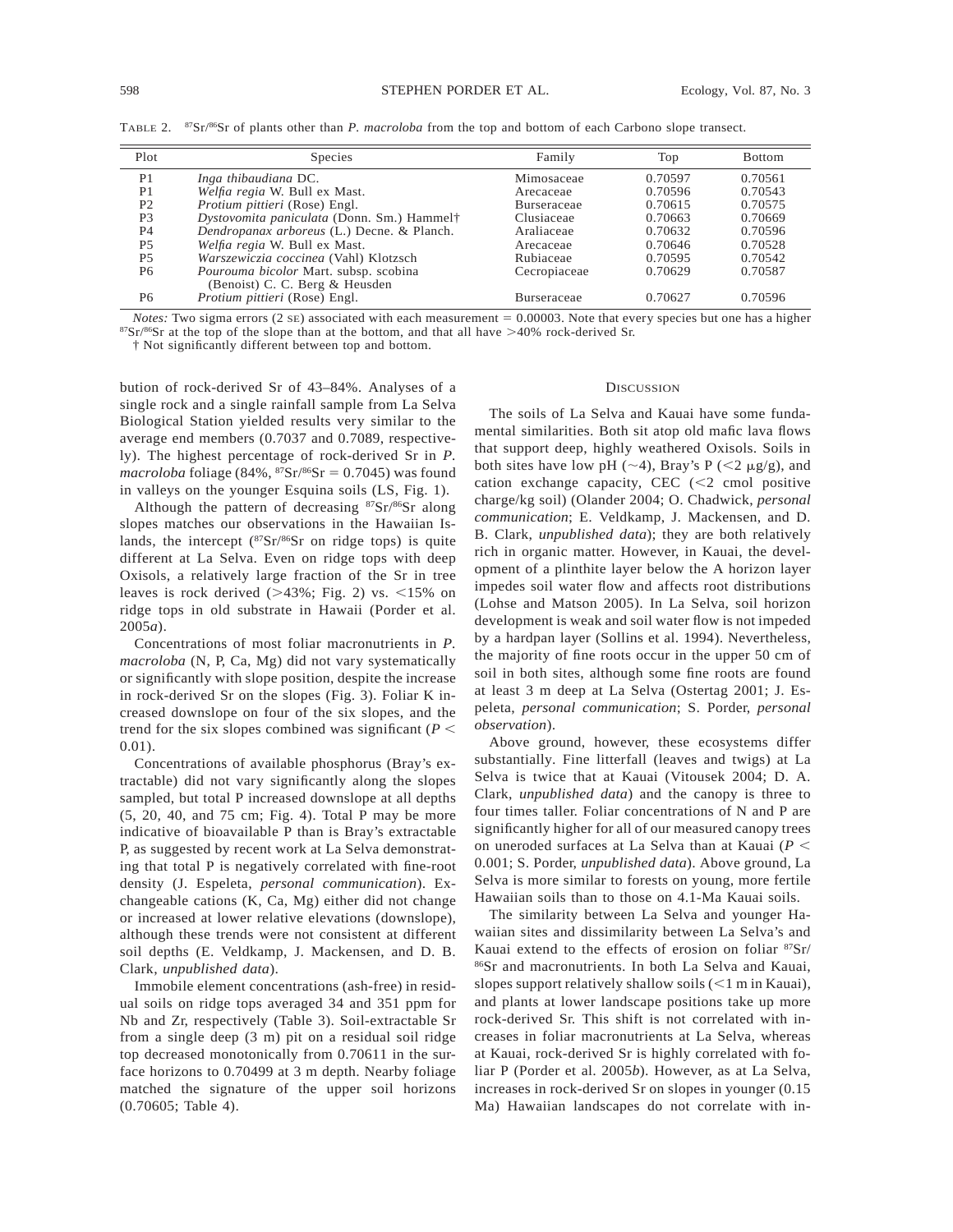TABLE 2. $^{87}Sr/^{86}Sr$ of plants other than *P. macroloba* from the top and bottom of each Carbono slope transect.

| Plot | Species | Family | Top | Bottom |
|---|---|---|---|---|
| P1 | *Inga thibaudiana* DC. | Mimosaceae | 0.70597 | 0.70561 |
| P1 | *Welfia regia* W. Bull ex Mast. | Arecaceae | 0.70596 | 0.70543 |
| P2 | *Protium pittieri* (Rose) Engl. | Burseraceae | 0.70615 | 0.70575 |
| P3 | *Dystovomita paniculata* (Donn. Sm.) Hammel† | Clusiaceae | 0.70663 | 0.70669 |
| P4 | *Dendropanax arboreus* (L.) Decne. & Planch. | Araliaceae | 0.70632 | 0.70596 |
| P5 | *Welfia regia* W. Bull ex Mast. | Arecaceae | 0.70646 | 0.70528 |
| P5 | *Warszewiczia coccinea* (Vahl) Klotzsch | Rubiaceae | 0.70595 | 0.70542 |
| P6 | *Pourouma bicolor* Mart. subsp. scobina (Benoist) C. C. Berg & Heusden | Cecropiaceae | 0.70629 | 0.70587 |
| P6 | *Protium pittieri* (Rose) Engl. | Burseraceae | 0.70627 | 0.70596 |

*Notes:* Two sigma errors (2 SE) associated with each measurement = 0.00003. Note that every species but one has a higher $^{87}Sr/^{86}Sr$ at the top of the slope than at the bottom, and that all have >40% rock-derived Sr.

† Not significantly different between top and bottom.

bution of rock-derived Sr of 43–84%. Analyses of a single rock and a single rainfall sample from La Selva Biological Station yielded results very similar to the average end members (0.7037 and 0.7089, respectively). The highest percentage of rock-derived Sr in *P. macroloba* foliage (84%, $^{87}Sr/^{86}Sr = 0.7045$) was found in valleys on the younger Esquina soils (LS, Fig. 1).

Although the pattern of decreasing $^{87}Sr/^{86}Sr$ along slopes matches our observations in the Hawaiian Islands, the intercept ($^{87}Sr/^{86}Sr$ on ridge tops) is quite different at La Selva. Even on ridge tops with deep Oxisols, a relatively large fraction of the Sr in tree leaves is rock derived (>43%; Fig. 2) vs. <15% on ridge tops in old substrate in Hawaii (Porder et al. 2005*a*).

Concentrations of most foliar macronutrients in *P. macroloba* (N, P, Ca, Mg) did not vary systematically or significantly with slope position, despite the increase in rock-derived Sr on the slopes (Fig. 3). Foliar K increased downslope on four of the six slopes, and the trend for the six slopes combined was significant ($P < 0.01$).

Concentrations of available phosphorus (Bray's extractable) did not vary significantly along the slopes sampled, but total P increased downslope at all depths (5, 20, 40, and 75 cm; Fig. 4). Total P may be more indicative of bioavailable P than is Bray's extractable P, as suggested by recent work at La Selva demonstrating that total P is negatively correlated with fine-root density (J. Espeleta, *personal communication*). Exchangeable cations (K, Ca, Mg) either did not change or increased at lower relative elevations (downslope), although these trends were not consistent at different soil depths (E. Veldkamp, J. Mackensen, and D. B. Clark, *unpublished data*).

Immobile element concentrations (ash-free) in residual soils on ridge tops averaged 34 and 351 ppm for Nb and Zr, respectively (Table 3). Soil-extractable Sr from a single deep (3 m) pit on a residual soil ridge top decreased monotonically from 0.70611 in the surface horizons to 0.70499 at 3 m depth. Nearby foliage matched the signature of the upper soil horizons (0.70605; Table 4).

## DISCUSSION

The soils of La Selva and Kauai have some fundamental similarities. Both sit atop old mafic lava flows that support deep, highly weathered Oxisols. Soils in both sites have low pH (~4), Bray's P (<2 μg/g), and cation exchange capacity, CEC (<2 cmol positive charge/kg soil) (Olander 2004; O. Chadwick, *personal communication*; E. Veldkamp, J. Mackensen, and D. B. Clark, *unpublished data*); they are both relatively rich in organic matter. However, in Kauai, the development of a plinthite layer below the A horizon layer impedes soil water flow and affects root distributions (Lohse and Matson 2005). In La Selva, soil horizon development is weak and soil water flow is not impeded by a hardpan layer (Sollins et al. 1994). Nevertheless, the majority of fine roots occur in the upper 50 cm of soil in both sites, although some fine roots are found at least 3 m deep at La Selva (Ostertag 2001; J. Espeleta, *personal communication*; S. Porder, *personal observation*).

Above ground, however, these ecosystems differ substantially. Fine litterfall (leaves and twigs) at La Selva is twice that at Kauai (Vitousek 2004; D. A. Clark, *unpublished data*) and the canopy is three to four times taller. Foliar concentrations of N and P are significantly higher for all of our measured canopy trees on uneroded surfaces at La Selva than at Kauai ($P < 0.001$; S. Porder, *unpublished data*). Above ground, La Selva is more similar to forests on young, more fertile Hawaiian soils than to those on 4.1-Ma Kauai soils.

The similarity between La Selva and younger Hawaiian sites and dissimilarity between La Selva's and Kauai extend to the effects of erosion on foliar $^{87}Sr/^{86}Sr$ and macronutrients. In both La Selva and Kauai, slopes support relatively shallow soils (<1 m in Kauai), and plants at lower landscape positions take up more rock-derived Sr. This shift is not correlated with increases in foliar macronutrients at La Selva, whereas at Kauai, rock-derived Sr is highly correlated with foliar P (Porder et al. 2005*b*). However, as at La Selva, increases in rock-derived Sr on slopes in younger (0.15 Ma) Hawaiian landscapes do not correlate with in-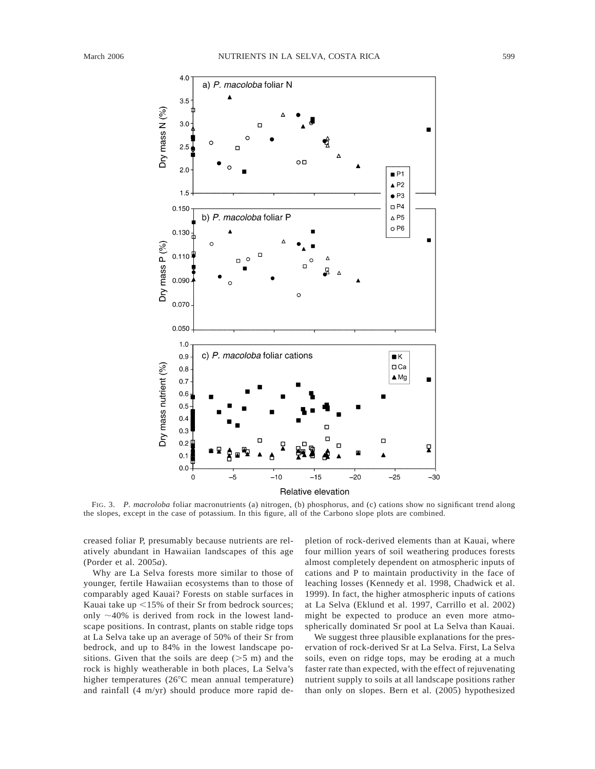FIG. 3. *P. macroloba* foliar macronutrients (a) nitrogen, (b) phosphorus, and (c) cations show no significant trend along the slopes, except in the case of potassium. In this figure, all of the Carbono slope plots are combined.

creased foliar P, presumably because nutrients are relatively abundant in Hawaiian landscapes of this age (Porder et al. 2005*a*).

Why are La Selva forests more similar to those of younger, fertile Hawaiian ecosystems than to those of comparably aged Kauai? Forests on stable surfaces in Kauai take up <15% of their Sr from bedrock sources; only ~40% is derived from rock in the lowest landscape positions. In contrast, plants on stable ridge tops at La Selva take up an average of 50% of their Sr from bedrock, and up to 84% in the lowest landscape positions. Given that the soils are deep (>5 m) and the rock is highly weatherable in both places, La Selva's higher temperatures (26°C mean annual temperature) and rainfall (4 m/yr) should produce more rapid depletion of rock-derived elements than at Kauai, where four million years of soil weathering produces forests almost completely dependent on atmospheric inputs of cations and P to maintain productivity in the face of leaching losses (Kennedy et al. 1998, Chadwick et al. 1999). In fact, the higher atmospheric inputs of cations at La Selva (Eklund et al. 1997, Carrillo et al. 2002) might be expected to produce an even more atmospherically dominated Sr pool at La Selva than Kauai.

We suggest three plausible explanations for the preservation of rock-derived Sr at La Selva. First, La Selva soils, even on ridge tops, may be eroding at a much faster rate than expected, with the effect of rejuvenating nutrient supply to soils at all landscape positions rather than only on slopes. Bern et al. (2005) hypothesized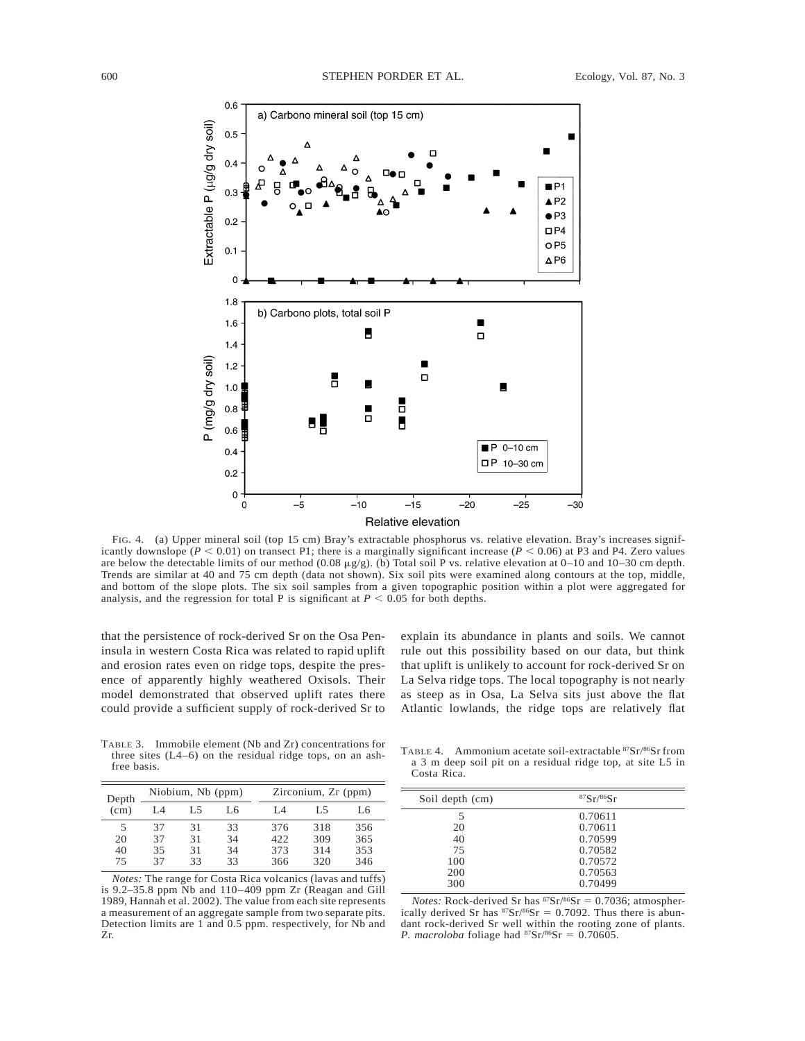FIG. 4. (a) Upper mineral soil (top 15 cm) Bray's extractable phosphorus vs. relative elevation. Bray's increases significantly downslope ($P < 0.01$) on transect P1; there is a marginally significant increase ($P < 0.06$) at P3 and P4. Zero values are below the detectable limits of our method (0.08 μg/g). (b) Total soil P vs. relative elevation at 0–10 and 10–30 cm depth. Trends are similar at 40 and 75 cm depth (data not shown). Six soil pits were examined along contours at the top, middle, and bottom of the slope plots. The six soil samples from a given topographic position within a plot were aggregated for analysis, and the regression for total P is significant at $P < 0.05$ for both depths.

that the persistence of rock-derived Sr on the Osa Peninsula in western Costa Rica was related to rapid uplift and erosion rates even on ridge tops, despite the presence of apparently highly weathered Oxisols. Their model demonstrated that observed uplift rates there could provide a sufficient supply of rock-derived Sr to explain its abundance in plants and soils. We cannot rule out this possibility based on our data, but think that uplift is unlikely to account for rock-derived Sr on La Selva ridge tops. The local topography is not nearly as steep as in Osa, La Selva sits just above the flat Atlantic lowlands, the ridge tops are relatively flat

TABLE 3. Immobile element (Nb and Zr) concentrations for three sites (L4–6) on the residual ridge tops, on an ash-free basis.

| Depth (cm) | Niobium, Nb (ppm) | | | Zirconium, Zr (ppm) | | |
|---|---|---|---|---|---|---|
| | L4 | L5 | L6 | L4 | L5 | L6 |
| 5 | 37 | 31 | 33 | 376 | 318 | 356 |
| 20 | 37 | 31 | 34 | 422 | 309 | 365 |
| 40 | 35 | 31 | 34 | 373 | 314 | 353 |
| 75 | 37 | 33 | 33 | 366 | 320 | 346 |

*Notes:* The range for Costa Rica volcanics (lavas and tuffs) is 9.2–35.8 ppm Nb and 110–409 ppm Zr (Reagan and Gill 1989, Hannah et al. 2002). The value from each site represents a measurement of an aggregate sample from two separate pits. Detection limits are 1 and 0.5 ppm. respectively, for Nb and Zr.

TABLE 4. Ammonium acetate soil-extractable $^{87}Sr/^{86}Sr$ from a 3 m deep soil pit on a residual ridge top, at site L5 in Costa Rica.

| Soil depth (cm) | $^{87}Sr/^{86}Sr$ |
|---|---|
| 5 | 0.70611 |
| 20 | 0.70611 |
| 40 | 0.70599 |
| 75 | 0.70582 |
| 100 | 0.70572 |
| 200 | 0.70563 |
| 300 | 0.70499 |

*Notes:* Rock-derived Sr has $^{87}Sr/^{86}Sr = 0.7036$; atmospherically derived Sr has $^{87}Sr/^{86}Sr = 0.7092$. Thus there is abundant rock-derived Sr well within the rooting zone of plants. *P. macroloba* foliage had $^{87}Sr/^{86}Sr = 0.70605$.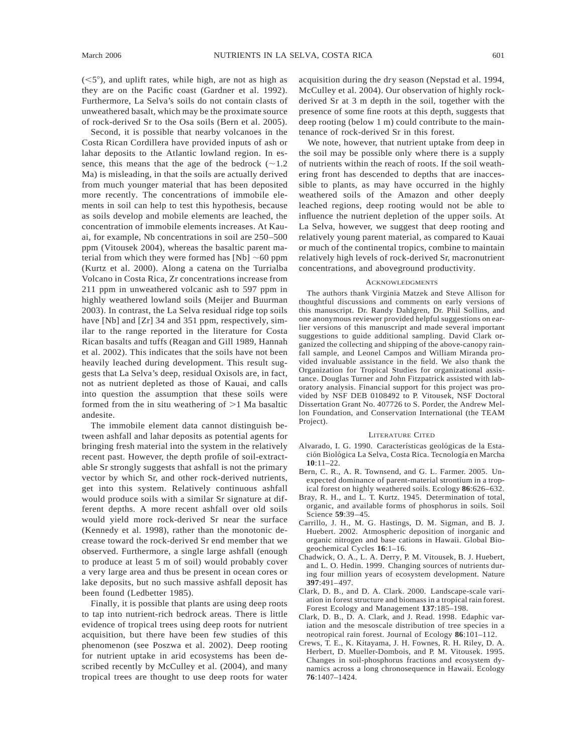(<5°), and uplift rates, while high, are not as high as they are on the Pacific coast (Gardner et al. 1992). Furthermore, La Selva's soils do not contain clasts of unweathered basalt, which may be the proximate source of rock-derived Sr to the Osa soils (Bern et al. 2005).

Second, it is possible that nearby volcanoes in the Costa Rican Cordillera have provided inputs of ash or lahar deposits to the Atlantic lowland region. In essence, this means that the age of the bedrock (~1.2 Ma) is misleading, in that the soils are actually derived from much younger material that has been deposited more recently. The concentrations of immobile elements in soil can help to test this hypothesis, because as soils develop and mobile elements are leached, the concentration of immobile elements increases. At Kauai, for example, Nb concentrations in soil are 250–500 ppm (Vitousek 2004), whereas the basaltic parent material from which they were formed has [Nb] ~60 ppm (Kurtz et al. 2000). Along a catena on the Turrialba Volcano in Costa Rica, Zr concentrations increase from 211 ppm in unweathered volcanic ash to 597 ppm in highly weathered lowland soils (Meijer and Buurman 2003). In contrast, the La Selva residual ridge top soils have [Nb] and [Zr] 34 and 351 ppm, respectively, similar to the range reported in the literature for Costa Rican basalts and tuffs (Reagan and Gill 1989, Hannah et al. 2002). This indicates that the soils have not been heavily leached during development. This result suggests that La Selva's deep, residual Oxisols are, in fact, not as nutrient depleted as those of Kauai, and calls into question the assumption that these soils were formed from the in situ weathering of >1 Ma basaltic andesite.

The immobile element data cannot distinguish between ashfall and lahar deposits as potential agents for bringing fresh material into the system in the relatively recent past. However, the depth profile of soil-extractable Sr strongly suggests that ashfall is not the primary vector by which Sr, and other rock-derived nutrients, get into this system. Relatively continuous ashfall would produce soils with a similar Sr signature at different depths. A more recent ashfall over old soils would yield more rock-derived Sr near the surface (Kennedy et al. 1998), rather than the monotonic decrease toward the rock-derived Sr end member that we observed. Furthermore, a single large ashfall (enough to produce at least 5 m of soil) would probably cover a very large area and thus be present in ocean cores or lake deposits, but no such massive ashfall deposit has been found (Ledbetter 1985).

Finally, it is possible that plants are using deep roots to tap into nutrient-rich bedrock areas. There is little evidence of tropical trees using deep roots for nutrient acquisition, but there have been few studies of this phenomenon (see Poszwa et al. 2002). Deep rooting for nutrient uptake in arid ecosystems has been described recently by McCulley et al. (2004), and many tropical trees are thought to use deep roots for water acquisition during the dry season (Nepstad et al. 1994, McCulley et al. 2004). Our observation of highly rock-derived Sr at 3 m depth in the soil, together with the presence of some fine roots at this depth, suggests that deep rooting (below 1 m) could contribute to the maintenance of rock-derived Sr in this forest.

We note, however, that nutrient uptake from deep in the soil may be possible only where there is a supply of nutrients within the reach of roots. If the soil weathering front has descended to depths that are inaccessible to plants, as may have occurred in the highly weathered soils of the Amazon and other deeply leached regions, deep rooting would not be able to influence the nutrient depletion of the upper soils. At La Selva, however, we suggest that deep rooting and relatively young parent material, as compared to Kauai or much of the continental tropics, combine to maintain relatively high levels of rock-derived Sr, macronutrient concentrations, and aboveground productivity.

## Acknowledgments

The authors thank Virginia Matzek and Steve Allison for thoughtful discussions and comments on early versions of this manuscript. Dr. Randy Dahlgren, Dr. Phil Sollins, and one anonymous reviewer provided helpful suggestions on earlier versions of this manuscript and made several important suggestions to guide additional sampling. David Clark organized the collecting and shipping of the above-canopy rainfall sample, and Leonel Campos and William Miranda provided invaluable assistance in the field. We also thank the Organization for Tropical Studies for organizational assistance. Douglas Turner and John Fitzpatrick assisted with laboratory analysis. Financial support for this project was provided by NSF DEB 0108492 to P. Vitousek, NSF Doctoral Dissertation Grant No. 407726 to S. Porder, the Andrew Mellon Foundation, and Conservation International (the TEAM Project).

## Literature Cited

Alvarado, I. G. 1990. Características geológicas de la Estación Biológica La Selva, Costa Rica. Tecnología en Marcha **10**:11–22.

Bern, C. R., A. R. Townsend, and G. L. Farmer. 2005. Unexpected dominance of parent-material strontium in a tropical forest on highly weathered soils. Ecology **86**:626–632.

Bray, R. H., and L. T. Kurtz. 1945. Determination of total, organic, and available forms of phosphorus in soils. Soil Science **59**:39–45.

Carrillo, J. H., M. G. Hastings, D. M. Sigman, and B. J. Huebert. 2002. Atmospheric deposition of inorganic and organic nitrogen and base cations in Hawaii. Global Biogeochemical Cycles **16**:1–16.

Chadwick, O. A., L. A. Derry, P. M. Vitousek, B. J. Huebert, and L. O. Hedin. 1999. Changing sources of nutrients during four million years of ecosystem development. Nature **397**:491–497.

Clark, D. B., and D. A. Clark. 2000. Landscape-scale variation in forest structure and biomass in a tropical rain forest. Forest Ecology and Management **137**:185–198.

Clark, D. B., D. A. Clark, and J. Read. 1998. Edaphic variation and the mesoscale distribution of tree species in a neotropical rain forest. Journal of Ecology **86**:101–112.

Crews, T. E., K. Kitayama, J. H. Fownes, R. H. Riley, D. A. Herbert, D. Mueller-Dombois, and P. M. Vitousek. 1995. Changes in soil-phosphorus fractions and ecosystem dynamics across a long chronosequence in Hawaii. Ecology **76**:1407–1424.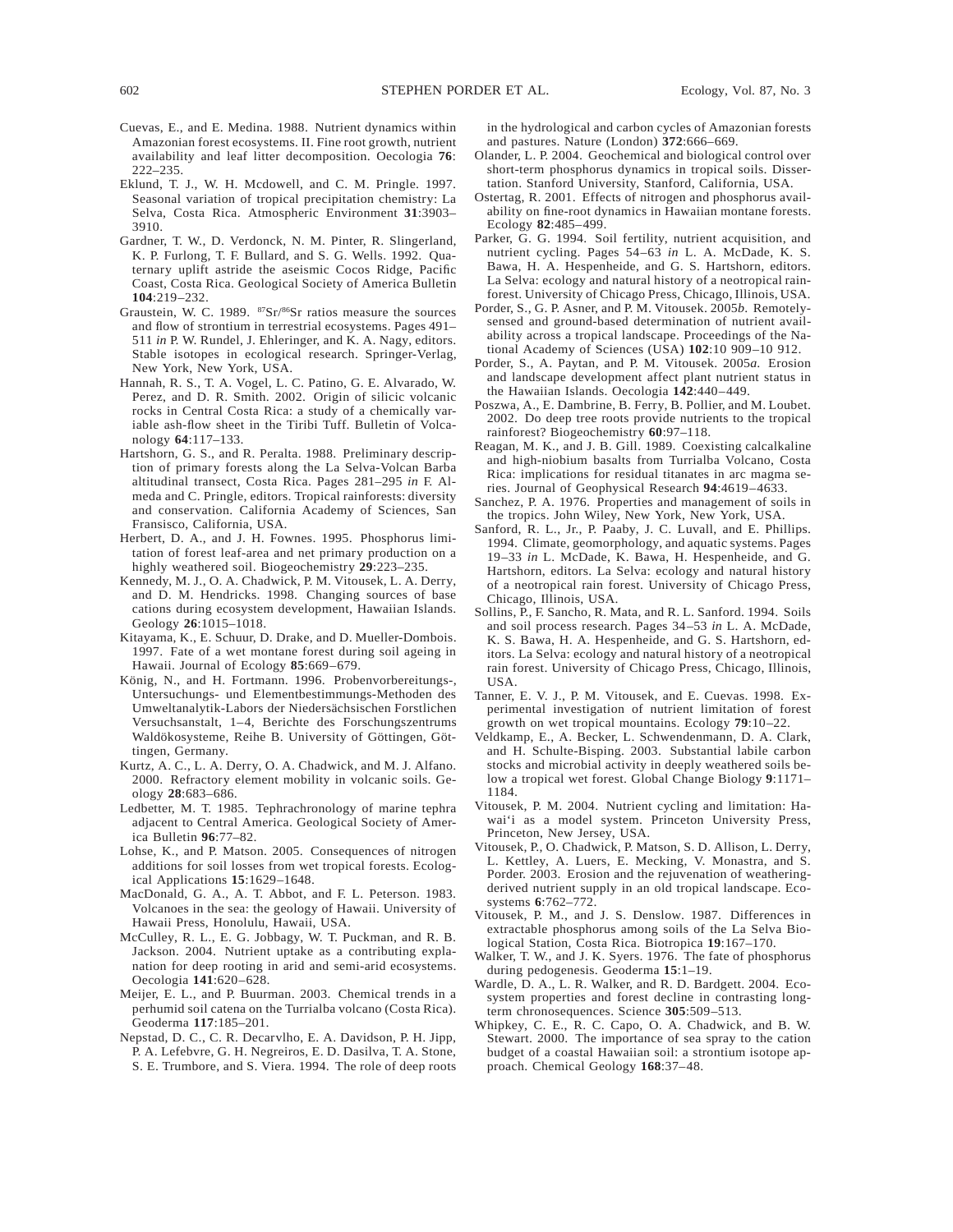Cuevas, E., and E. Medina. 1988. Nutrient dynamics within Amazonian forest ecosystems. II. Fine root growth, nutrient availability and leaf litter decomposition. Oecologia **76**: 222–235.

Eklund, T. J., W. H. Mcdowell, and C. M. Pringle. 1997. Seasonal variation of tropical precipitation chemistry: La Selva, Costa Rica. Atmospheric Environment **31**:3903–3910.

Gardner, T. W., D. Verdonck, N. M. Pinter, R. Slingerland, K. P. Furlong, T. F. Bullard, and S. G. Wells. 1992. Quaternary uplift astride the aseismic Cocos Ridge, Pacific Coast, Costa Rica. Geological Society of America Bulletin **104**:219–232.

Graustein, W. C. 1989. $^{87}Sr/^{86}Sr$ ratios measure the sources and flow of strontium in terrestrial ecosystems. Pages 491–511 *in* P. W. Rundel, J. Ehleringer, and K. A. Nagy, editors. Stable isotopes in ecological research. Springer-Verlag, New York, New York, USA.

Hannah, R. S., T. A. Vogel, L. C. Patino, G. E. Alvarado, W. Perez, and D. R. Smith. 2002. Origin of silicic volcanic rocks in Central Costa Rica: a study of a chemically variable ash-flow sheet in the Tiribi Tuff. Bulletin of Volcanology **64**:117–133.

Hartshorn, G. S., and R. Peralta. 1988. Preliminary description of primary forests along the La Selva-Volcan Barba altitudinal transect, Costa Rica. Pages 281–295 *in* F. Almeda and C. Pringle, editors. Tropical rainforests: diversity and conservation. California Academy of Sciences, San Fransisco, California, USA.

Herbert, D. A., and J. H. Fownes. 1995. Phosphorus limitation of forest leaf-area and net primary production on a highly weathered soil. Biogeochemistry **29**:223–235.

Kennedy, M. J., O. A. Chadwick, P. M. Vitousek, L. A. Derry, and D. M. Hendricks. 1998. Changing sources of base cations during ecosystem development, Hawaiian Islands. Geology **26**:1015–1018.

Kitayama, K., E. Schuur, D. Drake, and D. Mueller-Dombois. 1997. Fate of a wet montane forest during soil ageing in Hawaii. Journal of Ecology **85**:669–679.

König, N., and H. Fortmann. 1996. Probenvorbereitungs-, Untersuchungs- und Elementbestimmungs-Methoden des Umweltanalytik-Labors der Niedersächsischen Forstlichen Versuchsanstalt, 1–4, Berichte des Forschungszentrums Waldökosysteme, Reihe B. University of Göttingen, Göttingen, Germany.

Kurtz, A. C., L. A. Derry, O. A. Chadwick, and M. J. Alfano. 2000. Refractory element mobility in volcanic soils. Geology **28**:683–686.

Ledbetter, M. T. 1985. Tephrachronology of marine tephra adjacent to Central America. Geological Society of America Bulletin **96**:77–82.

Lohse, K., and P. Matson. 2005. Consequences of nitrogen additions for soil losses from wet tropical forests. Ecological Applications **15**:1629–1648.

MacDonald, G. A., A. T. Abbot, and F. L. Peterson. 1983. Volcanoes in the sea: the geology of Hawaii. University of Hawaii Press, Honolulu, Hawaii, USA.

McCulley, R. L., E. G. Jobbagy, W. T. Puckman, and R. B. Jackson. 2004. Nutrient uptake as a contributing explanation for deep rooting in arid and semi-arid ecosystems. Oecologia **141**:620–628.

Meijer, E. L., and P. Buurman. 2003. Chemical trends in a perhumid soil catena on the Turrialba volcano (Costa Rica). Geoderma **117**:185–201.

Nepstad, D. C., C. R. Decarvlho, E. A. Davidson, P. H. Jipp, P. A. Lefebvre, G. H. Negreiros, E. D. Dasilva, T. A. Stone, S. E. Trumbore, and S. Viera. 1994. The role of deep roots in the hydrological and carbon cycles of Amazonian forests and pastures. Nature (London) **372**:666–669.

Olander, L. P. 2004. Geochemical and biological control over short-term phosphorus dynamics in tropical soils. Dissertation. Stanford University, Stanford, California, USA.

Ostertag, R. 2001. Effects of nitrogen and phosphorus availability on fine-root dynamics in Hawaiian montane forests. Ecology **82**:485–499.

Parker, G. G. 1994. Soil fertility, nutrient acquisition, and nutrient cycling. Pages 54–63 *in* L. A. McDade, K. S. Bawa, H. A. Hespenheide, and G. S. Hartshorn, editors. La Selva: ecology and natural history of a neotropical rainforest. University of Chicago Press, Chicago, Illinois, USA.

Porder, S., G. P. Asner, and P. M. Vitousek. 2005*b*. Remotely-sensed and ground-based determination of nutrient availability across a tropical landscape. Proceedings of the National Academy of Sciences (USA) **102**:10 909–10 912.

Porder, S., A. Paytan, and P. M. Vitousek. 2005*a*. Erosion and landscape development affect plant nutrient status in the Hawaiian Islands. Oecologia **142**:440–449.

Poszwa, A., E. Dambrine, B. Ferry, B. Pollier, and M. Loubet. 2002. Do deep tree roots provide nutrients to the tropical rainforest? Biogeochemistry **60**:97–118.

Reagan, M. K., and J. B. Gill. 1989. Coexisting calcalkaline and high-niobium basalts from Turrialba Volcano, Costa Rica: implications for residual titanates in arc magma series. Journal of Geophysical Research **94**:4619–4633.

Sanchez, P. A. 1976. Properties and management of soils in the tropics. John Wiley, New York, New York, USA.

Sanford, R. L., Jr., P. Paaby, J. C. Luvall, and E. Phillips. 1994. Climate, geomorphology, and aquatic systems. Pages 19–33 *in* L. McDade, K. Bawa, H. Hespenheide, and G. Hartshorn, editors. La Selva: ecology and natural history of a neotropical rain forest. University of Chicago Press, Chicago, Illinois, USA.

Sollins, P., F. Sancho, R. Mata, and R. L. Sanford. 1994. Soils and soil process research. Pages 34–53 *in* L. A. McDade, K. S. Bawa, H. A. Hespenheide, and G. S. Hartshorn, editors. La Selva: ecology and natural history of a neotropical rain forest. University of Chicago Press, Chicago, Illinois, USA.

Tanner, E. V. J., P. M. Vitousek, and E. Cuevas. 1998. Experimental investigation of nutrient limitation of forest growth on wet tropical mountains. Ecology **79**:10–22.

Veldkamp, E., A. Becker, L. Schwendenmann, D. A. Clark, and H. Schulte-Bisping. 2003. Substantial labile carbon stocks and microbial activity in deeply weathered soils below a tropical wet forest. Global Change Biology **9**:1171–1184.

Vitousek, P. M. 2004. Nutrient cycling and limitation: Hawai'i as a model system. Princeton University Press, Princeton, New Jersey, USA.

Vitousek, P., O. Chadwick, P. Matson, S. D. Allison, L. Derry, L. Kettley, A. Luers, E. Mecking, V. Monastra, and S. Porder. 2003. Erosion and the rejuvenation of weathering-derived nutrient supply in an old tropical landscape. Ecosystems **6**:762–772.

Vitousek, P. M., and J. S. Denslow. 1987. Differences in extractable phosphorus among soils of the La Selva Biological Station, Costa Rica. Biotropica **19**:167–170.

Walker, T. W., and J. K. Syers. 1976. The fate of phosphorus during pedogenesis. Geoderma **15**:1–19.

Wardle, D. A., L. R. Walker, and R. D. Bardgett. 2004. Ecosystem properties and forest decline in contrasting long-term chronosequences. Science **305**:509–513.

Whipkey, C. E., R. C. Capo, O. A. Chadwick, and B. W. Stewart. 2000. The importance of sea spray to the cation budget of a coastal Hawaiian soil: a strontium isotope approach. Chemical Geology **168**:37–48.